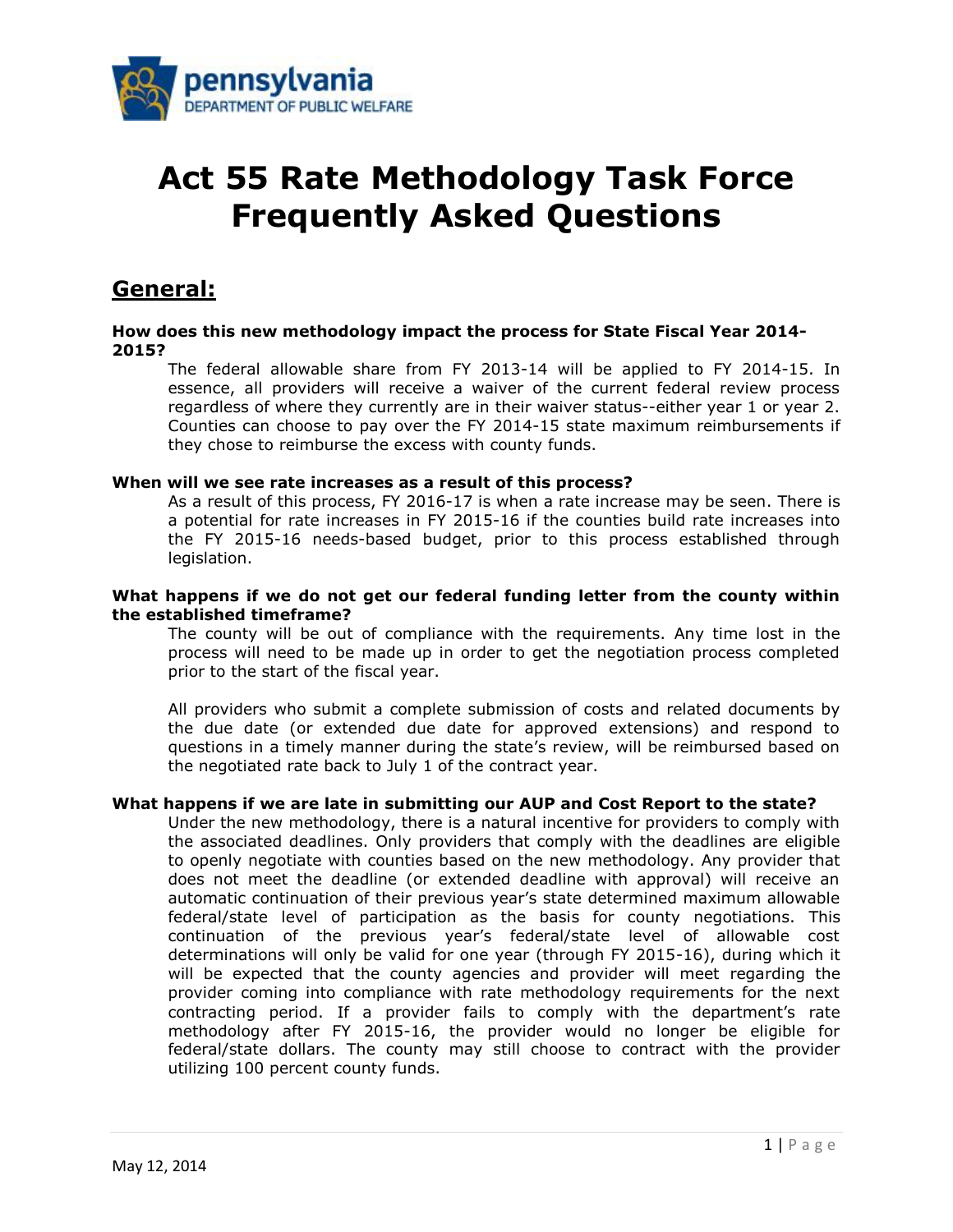# Act 55 Rate Methodology Task Force Frequently Asked Questions

## General:

**How does this new methodology impact the process for State Fiscal Year 2014-2015?**

The federal allowable share from FY 2013-14 will be applied to FY 2014-15. In essence, all providers will receive a waiver of the current federal review process regardless of where they currently are in their waiver status--either year 1 or year 2. Counties can choose to pay over the FY 2014-15 state maximum reimbursements if they chose to reimburse the excess with county funds.

**When will we see rate increases as a result of this process?**

As a result of this process, FY 2016-17 is when a rate increase may be seen. There is a potential for rate increases in FY 2015-16 if the counties build rate increases into the FY 2015-16 needs-based budget, prior to this process established through legislation.

**What happens if we do not get our federal funding letter from the county within the established timeframe?**

The county will be out of compliance with the requirements. Any time lost in the process will need to be made up in order to get the negotiation process completed prior to the start of the fiscal year.

All providers who submit a complete submission of costs and related documents by the due date (or extended due date for approved extensions) and respond to questions in a timely manner during the state's review, will be reimbursed based on the negotiated rate back to July 1 of the contract year.

**What happens if we are late in submitting our AUP and Cost Report to the state?**

Under the new methodology, there is a natural incentive for providers to comply with the associated deadlines. Only providers that comply with the deadlines are eligible to openly negotiate with counties based on the new methodology. Any provider that does not meet the deadline (or extended deadline with approval) will receive an automatic continuation of their previous year's state determined maximum allowable federal/state level of participation as the basis for county negotiations. This continuation of the previous year's federal/state level of allowable cost determinations will only be valid for one year (through FY 2015-16), during which it will be expected that the county agencies and provider will meet regarding the provider coming into compliance with rate methodology requirements for the next contracting period. If a provider fails to comply with the department's rate methodology after FY 2015-16, the provider would no longer be eligible for federal/state dollars. The county may still choose to contract with the provider utilizing 100 percent county funds.

May 12, 2014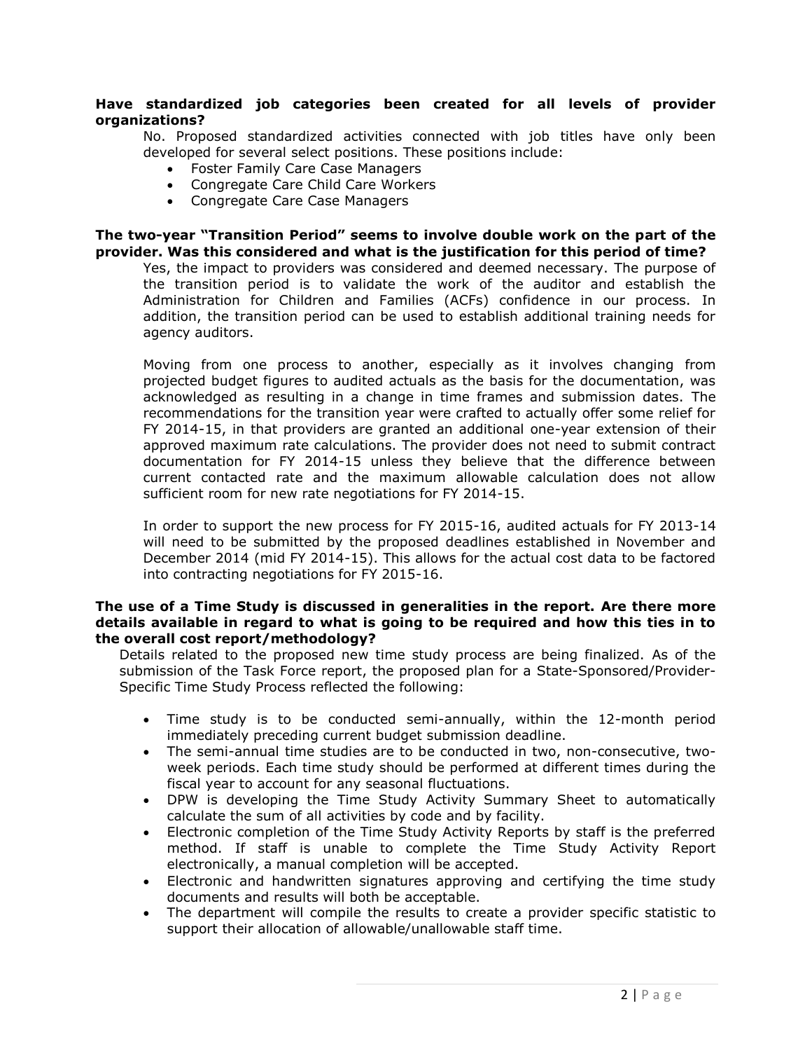**Have standardized job categories been created for all levels of provider organizations?**

No. Proposed standardized activities connected with job titles have only been developed for several select positions. These positions include:

- Foster Family Care Case Managers
- Congregate Care Child Care Workers
- Congregate Care Case Managers

**The two-year "Transition Period" seems to involve double work on the part of the provider. Was this considered and what is the justification for this period of time?**

Yes, the impact to providers was considered and deemed necessary. The purpose of the transition period is to validate the work of the auditor and establish the Administration for Children and Families (ACFs) confidence in our process. In addition, the transition period can be used to establish additional training needs for agency auditors.

Moving from one process to another, especially as it involves changing from projected budget figures to audited actuals as the basis for the documentation, was acknowledged as resulting in a change in time frames and submission dates. The recommendations for the transition year were crafted to actually offer some relief for FY 2014-15, in that providers are granted an additional one-year extension of their approved maximum rate calculations. The provider does not need to submit contract documentation for FY 2014-15 unless they believe that the difference between current contacted rate and the maximum allowable calculation does not allow sufficient room for new rate negotiations for FY 2014-15.

In order to support the new process for FY 2015-16, audited actuals for FY 2013-14 will need to be submitted by the proposed deadlines established in November and December 2014 (mid FY 2014-15). This allows for the actual cost data to be factored into contracting negotiations for FY 2015-16.

**The use of a Time Study is discussed in generalities in the report. Are there more details available in regard to what is going to be required and how this ties in to the overall cost report/methodology?**

Details related to the proposed new time study process are being finalized. As of the submission of the Task Force report, the proposed plan for a State-Sponsored/Provider-Specific Time Study Process reflected the following:

- Time study is to be conducted semi-annually, within the 12-month period immediately preceding current budget submission deadline.
- The semi-annual time studies are to be conducted in two, non-consecutive, two-week periods. Each time study should be performed at different times during the fiscal year to account for any seasonal fluctuations.
- DPW is developing the Time Study Activity Summary Sheet to automatically calculate the sum of all activities by code and by facility.
- Electronic completion of the Time Study Activity Reports by staff is the preferred method. If staff is unable to complete the Time Study Activity Report electronically, a manual completion will be accepted.
- Electronic and handwritten signatures approving and certifying the time study documents and results will both be acceptable.
- The department will compile the results to create a provider specific statistic to support their allocation of allowable/unallowable staff time.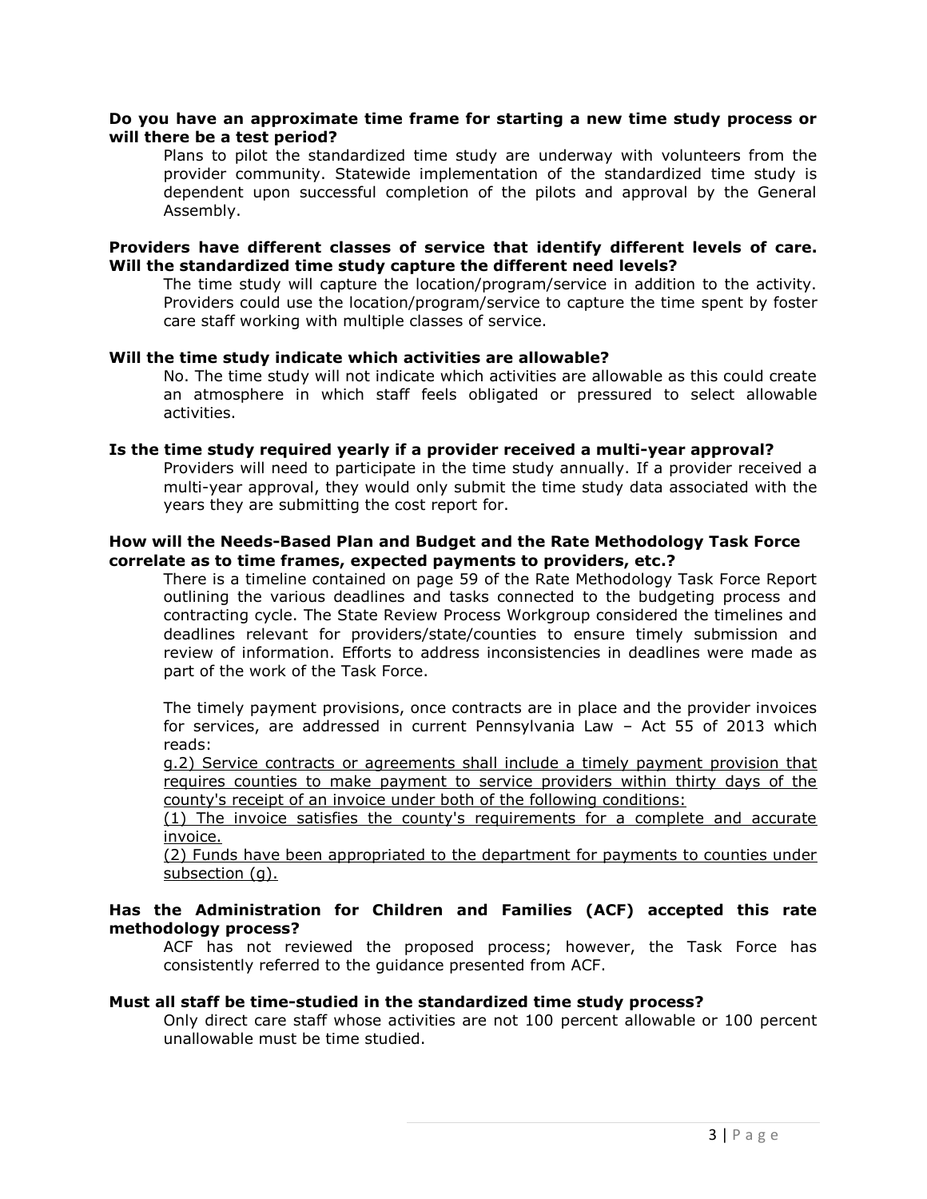**Do you have an approximate time frame for starting a new time study process or will there be a test period?**

Plans to pilot the standardized time study are underway with volunteers from the provider community. Statewide implementation of the standardized time study is dependent upon successful completion of the pilots and approval by the General Assembly.

**Providers have different classes of service that identify different levels of care. Will the standardized time study capture the different need levels?**

The time study will capture the location/program/service in addition to the activity. Providers could use the location/program/service to capture the time spent by foster care staff working with multiple classes of service.

**Will the time study indicate which activities are allowable?**

No. The time study will not indicate which activities are allowable as this could create an atmosphere in which staff feels obligated or pressured to select allowable activities.

**Is the time study required yearly if a provider received a multi-year approval?**

Providers will need to participate in the time study annually. If a provider received a multi-year approval, they would only submit the time study data associated with the years they are submitting the cost report for.

**How will the Needs-Based Plan and Budget and the Rate Methodology Task Force correlate as to time frames, expected payments to providers, etc.?**

There is a timeline contained on page 59 of the Rate Methodology Task Force Report outlining the various deadlines and tasks connected to the budgeting process and contracting cycle. The State Review Process Workgroup considered the timelines and deadlines relevant for providers/state/counties to ensure timely submission and review of information. Efforts to address inconsistencies in deadlines were made as part of the work of the Task Force.

The timely payment provisions, once contracts are in place and the provider invoices for services, are addressed in current Pennsylvania Law – Act 55 of 2013 which reads:

<u>g.2) Service contracts or agreements shall include a timely payment provision that requires counties to make payment to service providers within thirty days of the county's receipt of an invoice under both of the following conditions:</u>

<u>(1) The invoice satisfies the county's requirements for a complete and accurate invoice.</u>

<u>(2) Funds have been appropriated to the department for payments to counties under subsection (g).</u>

**Has the Administration for Children and Families (ACF) accepted this rate methodology process?**

ACF has not reviewed the proposed process; however, the Task Force has consistently referred to the guidance presented from ACF.

**Must all staff be time-studied in the standardized time study process?**

Only direct care staff whose activities are not 100 percent allowable or 100 percent unallowable must be time studied.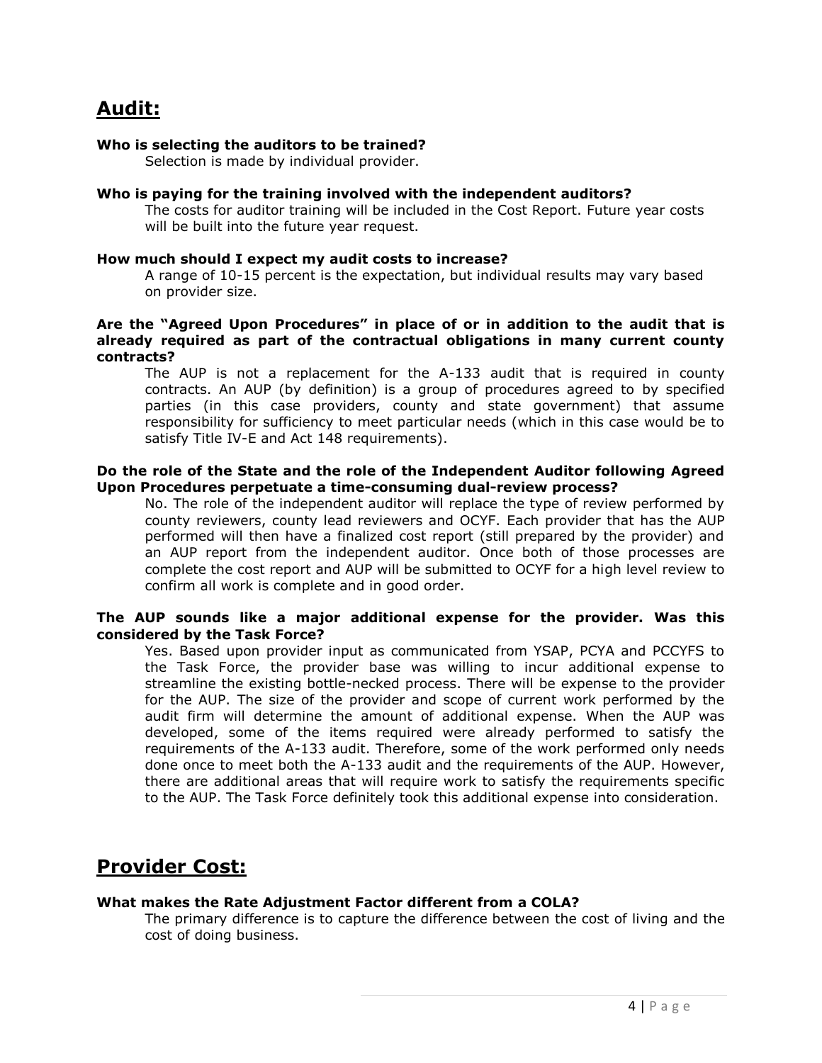# Audit:

**Who is selecting the auditors to be trained?**

Selection is made by individual provider.

**Who is paying for the training involved with the independent auditors?**

The costs for auditor training will be included in the Cost Report. Future year costs will be built into the future year request.

**How much should I expect my audit costs to increase?**

A range of 10-15 percent is the expectation, but individual results may vary based on provider size.

**Are the "Agreed Upon Procedures" in place of or in addition to the audit that is already required as part of the contractual obligations in many current county contracts?**

The AUP is not a replacement for the A-133 audit that is required in county contracts. An AUP (by definition) is a group of procedures agreed to by specified parties (in this case providers, county and state government) that assume responsibility for sufficiency to meet particular needs (which in this case would be to satisfy Title IV-E and Act 148 requirements).

**Do the role of the State and the role of the Independent Auditor following Agreed Upon Procedures perpetuate a time-consuming dual-review process?**

No. The role of the independent auditor will replace the type of review performed by county reviewers, county lead reviewers and OCYF. Each provider that has the AUP performed will then have a finalized cost report (still prepared by the provider) and an AUP report from the independent auditor. Once both of those processes are complete the cost report and AUP will be submitted to OCYF for a high level review to confirm all work is complete and in good order.

**The AUP sounds like a major additional expense for the provider. Was this considered by the Task Force?**

Yes. Based upon provider input as communicated from YSAP, PCYA and PCCYFS to the Task Force, the provider base was willing to incur additional expense to streamline the existing bottle-necked process. There will be expense to the provider for the AUP. The size of the provider and scope of current work performed by the audit firm will determine the amount of additional expense. When the AUP was developed, some of the items required were already performed to satisfy the requirements of the A-133 audit. Therefore, some of the work performed only needs done once to meet both the A-133 audit and the requirements of the AUP. However, there are additional areas that will require work to satisfy the requirements specific to the AUP. The Task Force definitely took this additional expense into consideration.

# Provider Cost:

**What makes the Rate Adjustment Factor different from a COLA?**

The primary difference is to capture the difference between the cost of living and the cost of doing business.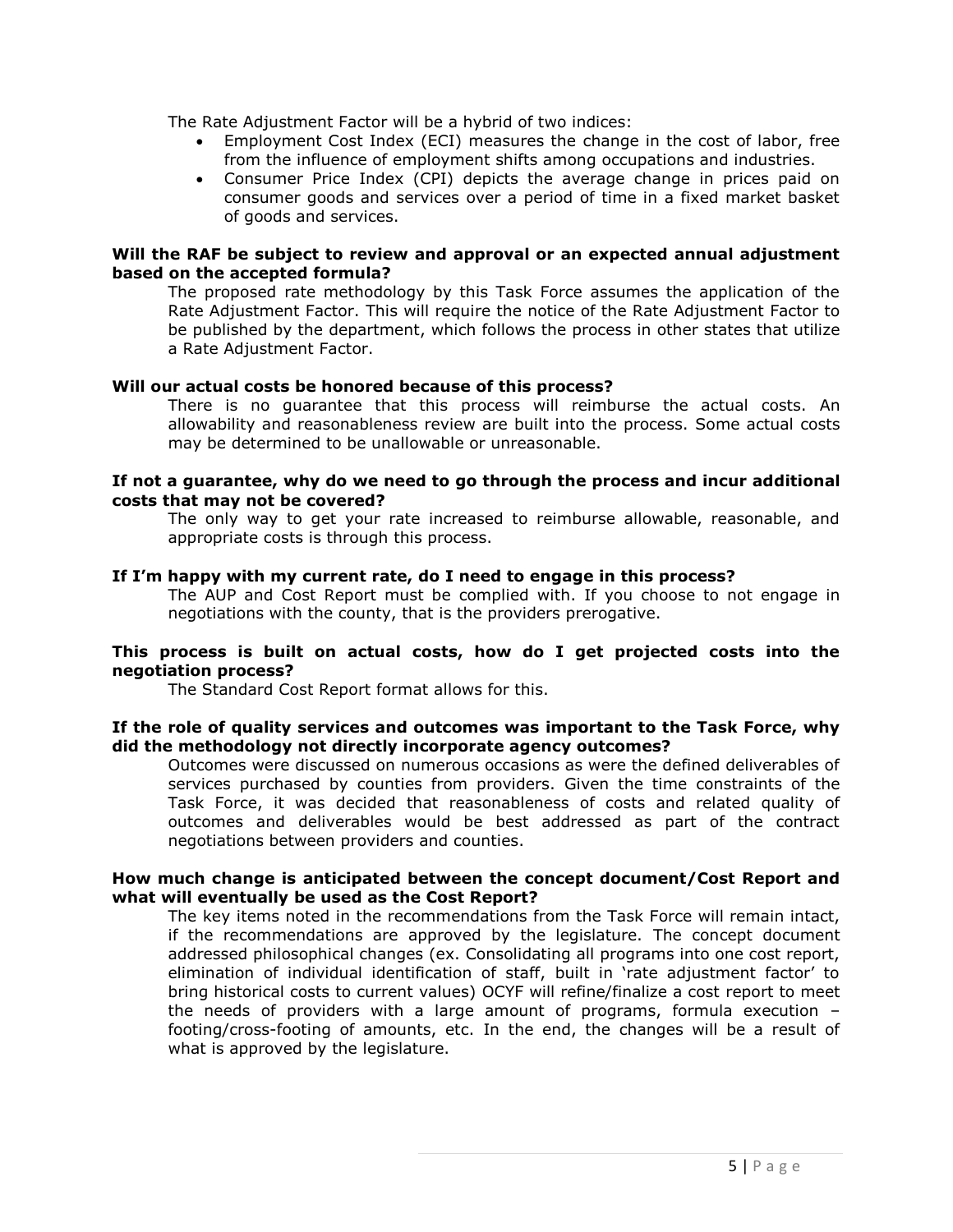The Rate Adjustment Factor will be a hybrid of two indices:

- Employment Cost Index (ECI) measures the change in the cost of labor, free from the influence of employment shifts among occupations and industries.
- Consumer Price Index (CPI) depicts the average change in prices paid on consumer goods and services over a period of time in a fixed market basket of goods and services.

**Will the RAF be subject to review and approval or an expected annual adjustment based on the accepted formula?**

The proposed rate methodology by this Task Force assumes the application of the Rate Adjustment Factor. This will require the notice of the Rate Adjustment Factor to be published by the department, which follows the process in other states that utilize a Rate Adjustment Factor.

**Will our actual costs be honored because of this process?**

There is no guarantee that this process will reimburse the actual costs. An allowability and reasonableness review are built into the process. Some actual costs may be determined to be unallowable or unreasonable.

**If not a guarantee, why do we need to go through the process and incur additional costs that may not be covered?**

The only way to get your rate increased to reimburse allowable, reasonable, and appropriate costs is through this process.

**If I'm happy with my current rate, do I need to engage in this process?**

The AUP and Cost Report must be complied with. If you choose to not engage in negotiations with the county, that is the providers prerogative.

**This process is built on actual costs, how do I get projected costs into the negotiation process?**

The Standard Cost Report format allows for this.

**If the role of quality services and outcomes was important to the Task Force, why did the methodology not directly incorporate agency outcomes?**

Outcomes were discussed on numerous occasions as were the defined deliverables of services purchased by counties from providers. Given the time constraints of the Task Force, it was decided that reasonableness of costs and related quality of outcomes and deliverables would be best addressed as part of the contract negotiations between providers and counties.

**How much change is anticipated between the concept document/Cost Report and what will eventually be used as the Cost Report?**

The key items noted in the recommendations from the Task Force will remain intact, if the recommendations are approved by the legislature. The concept document addressed philosophical changes (ex. Consolidating all programs into one cost report, elimination of individual identification of staff, built in 'rate adjustment factor' to bring historical costs to current values) OCYF will refine/finalize a cost report to meet the needs of providers with a large amount of programs, formula execution – footing/cross-footing of amounts, etc. In the end, the changes will be a result of what is approved by the legislature.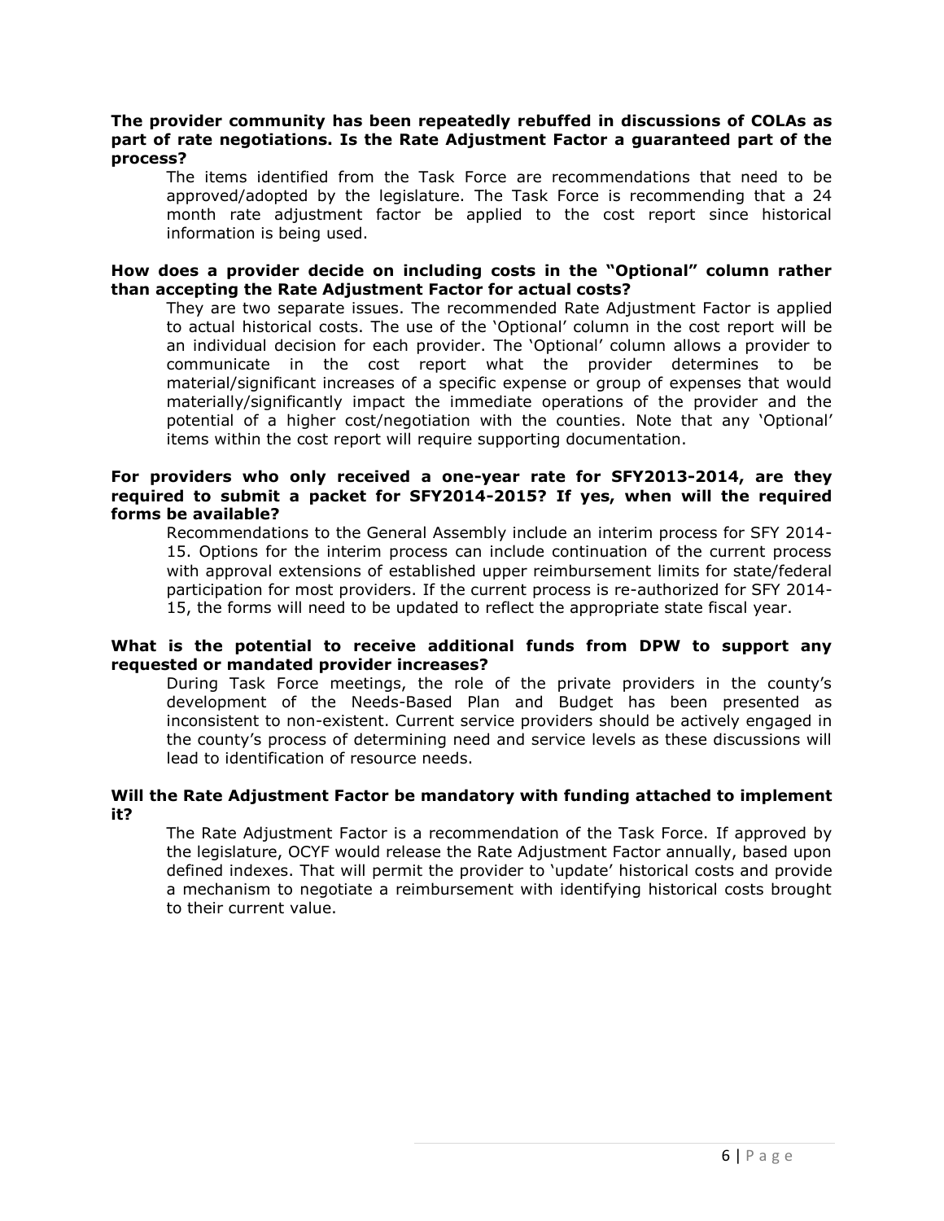**The provider community has been repeatedly rebuffed in discussions of COLAs as part of rate negotiations. Is the Rate Adjustment Factor a guaranteed part of the process?**

The items identified from the Task Force are recommendations that need to be approved/adopted by the legislature. The Task Force is recommending that a 24 month rate adjustment factor be applied to the cost report since historical information is being used.

**How does a provider decide on including costs in the "Optional" column rather than accepting the Rate Adjustment Factor for actual costs?**

They are two separate issues. The recommended Rate Adjustment Factor is applied to actual historical costs. The use of the 'Optional' column in the cost report will be an individual decision for each provider. The 'Optional' column allows a provider to communicate in the cost report what the provider determines to be material/significant increases of a specific expense or group of expenses that would materially/significantly impact the immediate operations of the provider and the potential of a higher cost/negotiation with the counties. Note that any 'Optional' items within the cost report will require supporting documentation.

**For providers who only received a one-year rate for SFY2013-2014, are they required to submit a packet for SFY2014-2015? If yes, when will the required forms be available?**

Recommendations to the General Assembly include an interim process for SFY 2014-15. Options for the interim process can include continuation of the current process with approval extensions of established upper reimbursement limits for state/federal participation for most providers. If the current process is re-authorized for SFY 2014-15, the forms will need to be updated to reflect the appropriate state fiscal year.

**What is the potential to receive additional funds from DPW to support any requested or mandated provider increases?**

During Task Force meetings, the role of the private providers in the county's development of the Needs-Based Plan and Budget has been presented as inconsistent to non-existent. Current service providers should be actively engaged in the county's process of determining need and service levels as these discussions will lead to identification of resource needs.

**Will the Rate Adjustment Factor be mandatory with funding attached to implement it?**

The Rate Adjustment Factor is a recommendation of the Task Force. If approved by the legislature, OCYF would release the Rate Adjustment Factor annually, based upon defined indexes. That will permit the provider to 'update' historical costs and provide a mechanism to negotiate a reimbursement with identifying historical costs brought to their current value.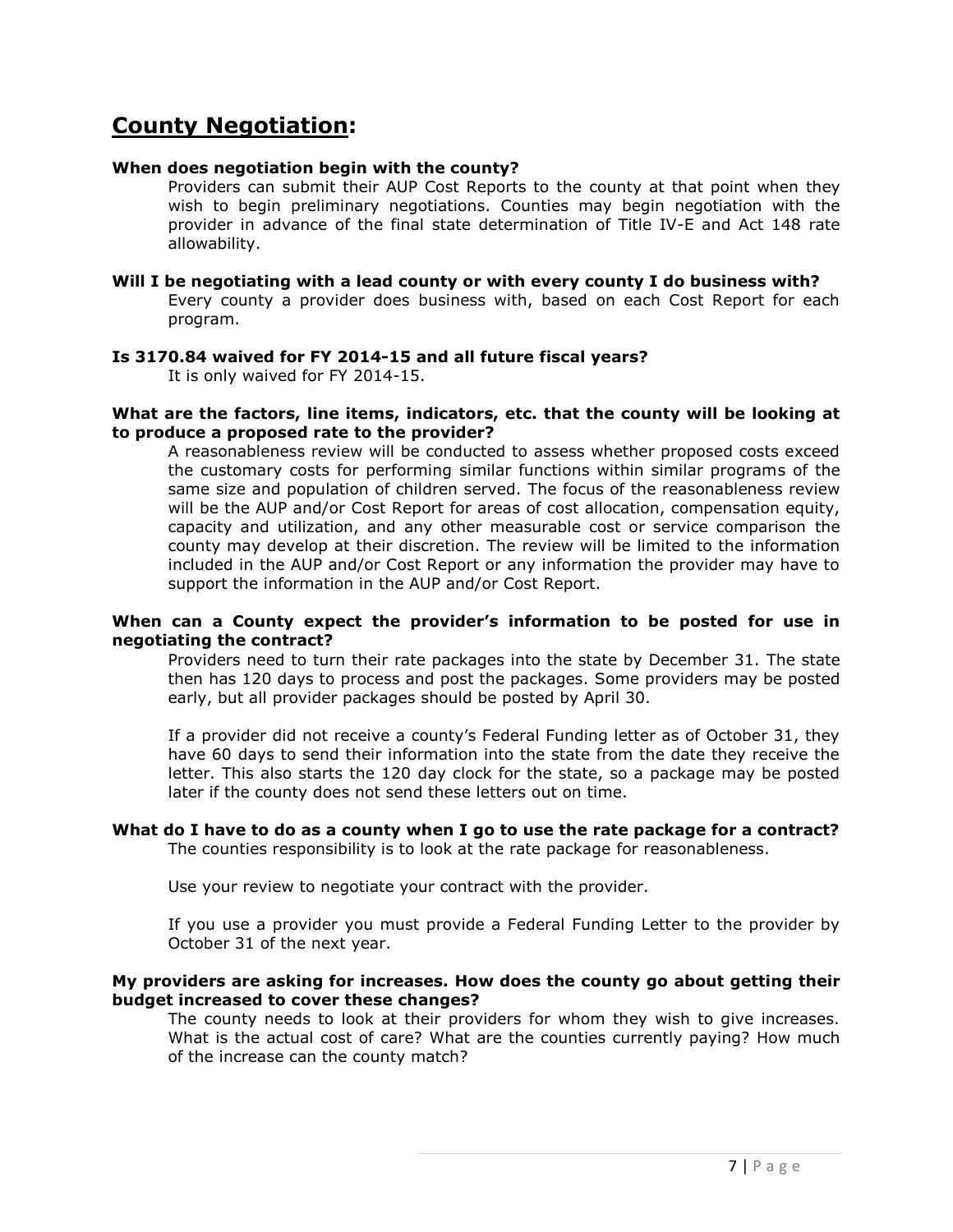## County Negotiation:

**When does negotiation begin with the county?**

Providers can submit their AUP Cost Reports to the county at that point when they wish to begin preliminary negotiations. Counties may begin negotiation with the provider in advance of the final state determination of Title IV-E and Act 148 rate allowability.

**Will I be negotiating with a lead county or with every county I do business with?**

Every county a provider does business with, based on each Cost Report for each program.

**Is 3170.84 waived for FY 2014-15 and all future fiscal years?**

It is only waived for FY 2014-15.

**What are the factors, line items, indicators, etc. that the county will be looking at to produce a proposed rate to the provider?**

A reasonableness review will be conducted to assess whether proposed costs exceed the customary costs for performing similar functions within similar programs of the same size and population of children served. The focus of the reasonableness review will be the AUP and/or Cost Report for areas of cost allocation, compensation equity, capacity and utilization, and any other measurable cost or service comparison the county may develop at their discretion. The review will be limited to the information included in the AUP and/or Cost Report or any information the provider may have to support the information in the AUP and/or Cost Report.

**When can a County expect the provider's information to be posted for use in negotiating the contract?**

Providers need to turn their rate packages into the state by December 31. The state then has 120 days to process and post the packages. Some providers may be posted early, but all provider packages should be posted by April 30.

If a provider did not receive a county's Federal Funding letter as of October 31, they have 60 days to send their information into the state from the date they receive the letter. This also starts the 120 day clock for the state, so a package may be posted later if the county does not send these letters out on time.

**What do I have to do as a county when I go to use the rate package for a contract?**

The counties responsibility is to look at the rate package for reasonableness.

Use your review to negotiate your contract with the provider.

If you use a provider you must provide a Federal Funding Letter to the provider by October 31 of the next year.

**My providers are asking for increases. How does the county go about getting their budget increased to cover these changes?**

The county needs to look at their providers for whom they wish to give increases. What is the actual cost of care? What are the counties currently paying? How much of the increase can the county match?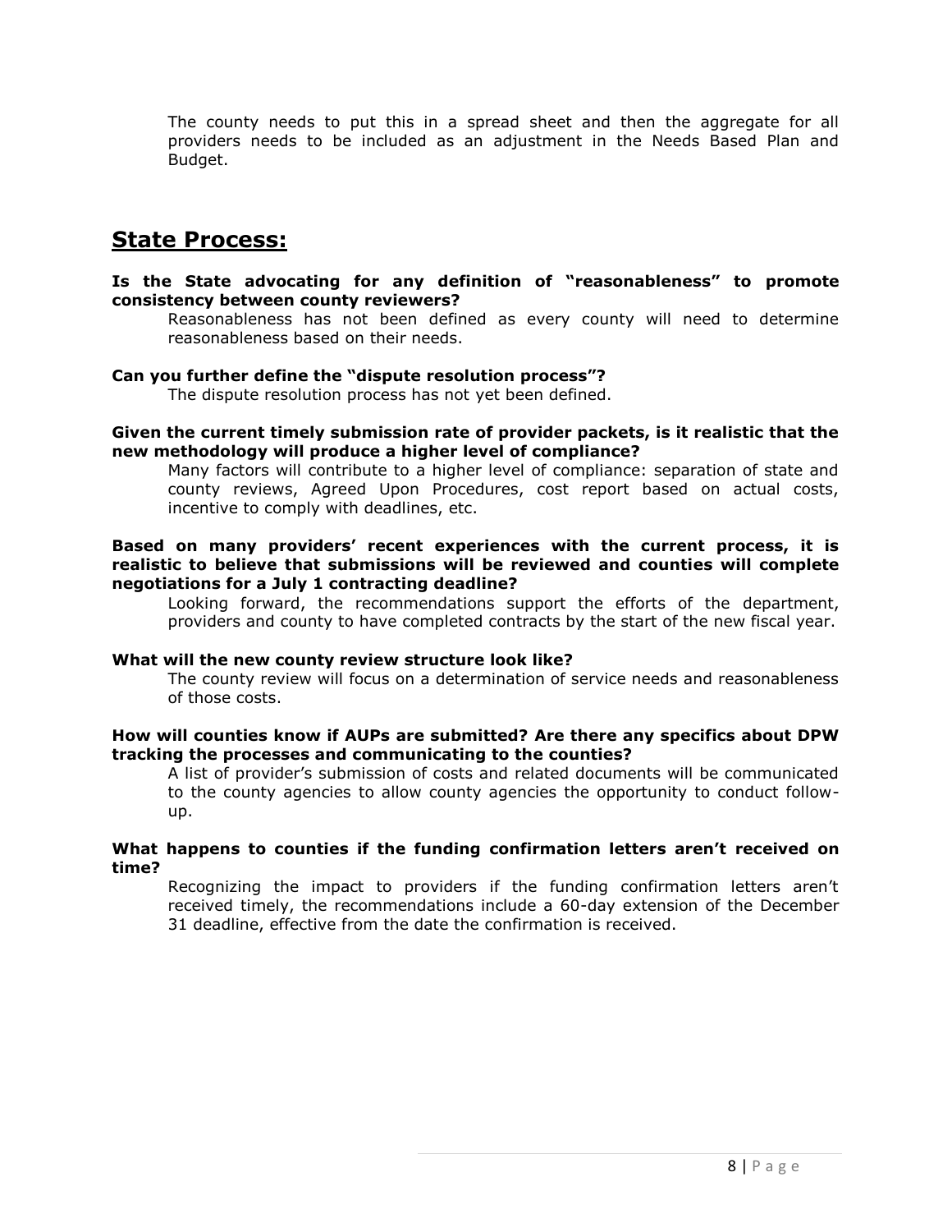The county needs to put this in a spread sheet and then the aggregate for all providers needs to be included as an adjustment in the Needs Based Plan and Budget.

## State Process:

**Is the State advocating for any definition of "reasonableness" to promote consistency between county reviewers?**

Reasonableness has not been defined as every county will need to determine reasonableness based on their needs.

**Can you further define the "dispute resolution process"?**

The dispute resolution process has not yet been defined.

**Given the current timely submission rate of provider packets, is it realistic that the new methodology will produce a higher level of compliance?**

Many factors will contribute to a higher level of compliance: separation of state and county reviews, Agreed Upon Procedures, cost report based on actual costs, incentive to comply with deadlines, etc.

**Based on many providers' recent experiences with the current process, it is realistic to believe that submissions will be reviewed and counties will complete negotiations for a July 1 contracting deadline?**

Looking forward, the recommendations support the efforts of the department, providers and county to have completed contracts by the start of the new fiscal year.

**What will the new county review structure look like?**

The county review will focus on a determination of service needs and reasonableness of those costs.

**How will counties know if AUPs are submitted? Are there any specifics about DPW tracking the processes and communicating to the counties?**

A list of provider's submission of costs and related documents will be communicated to the county agencies to allow county agencies the opportunity to conduct follow-up.

**What happens to counties if the funding confirmation letters aren't received on time?**

Recognizing the impact to providers if the funding confirmation letters aren't received timely, the recommendations include a 60-day extension of the December 31 deadline, effective from the date the confirmation is received.